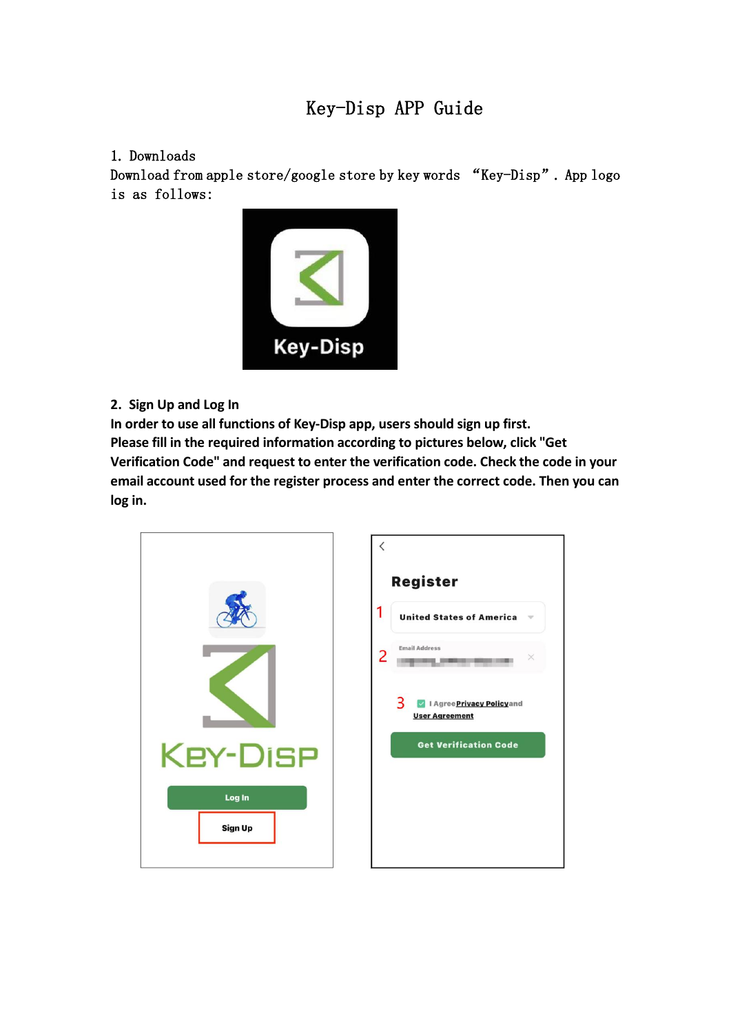# Key-Disp APP Guide

## 1. Downloads

Download from apple store/google store by key words “Key-Disp”. App logo is as follows:

## 2. Sign Up and Log In

**In order to use all functions of Key-Disp app, users should sign up first.**
**Please fill in the required information according to pictures below, click "Get Verification Code" and request to enter the verification code. Check the code in your email account used for the register process and enter the correct code. Then you can log in.**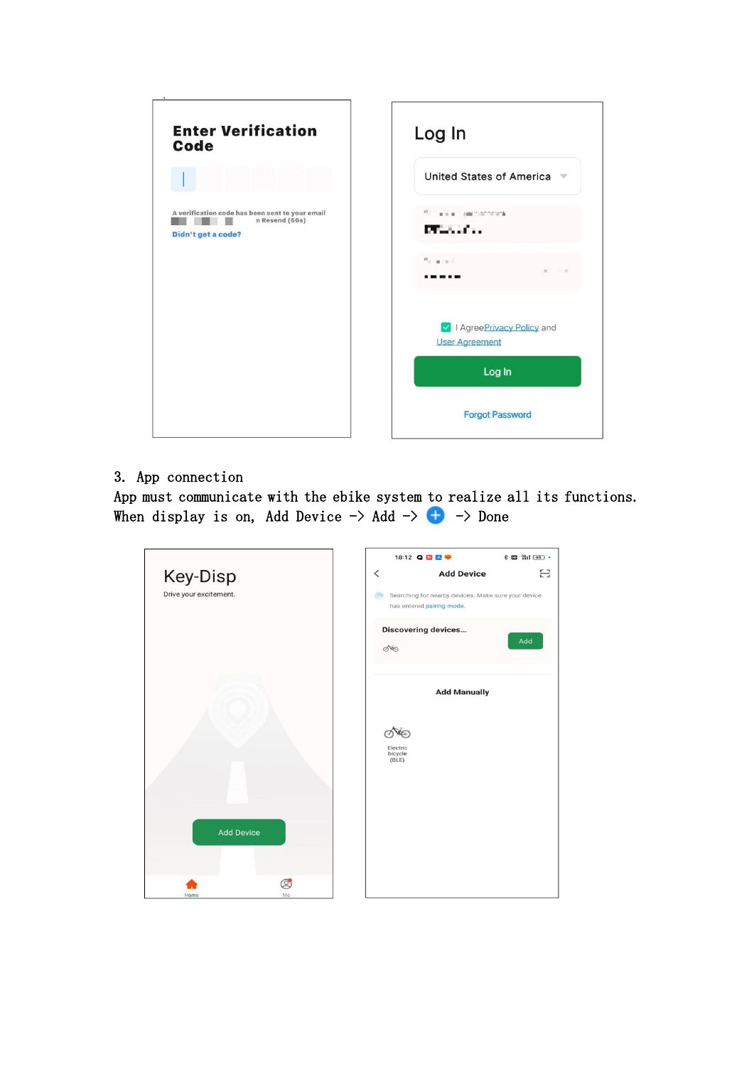Enter Verification Code

A verification code has been sent to your email

Resend (56s)

Didn't get a code?

Log In

United States of America

I Agree Privacy Policy and User Agreement

Log In

Forgot Password

3. App connection

App must communicate with the ebike system to realize all its functions.

When display is on, Add Device -> Add -> ⊕ -> Done

Key-Disp

Drive your excitement.

Add Device

Home

Me

18:12

Add Device

Searching for nearby devices. Make sure your device has entered pairing mode.

Discovering devices...

Add

Add Manually

Electric bicycle (BLE)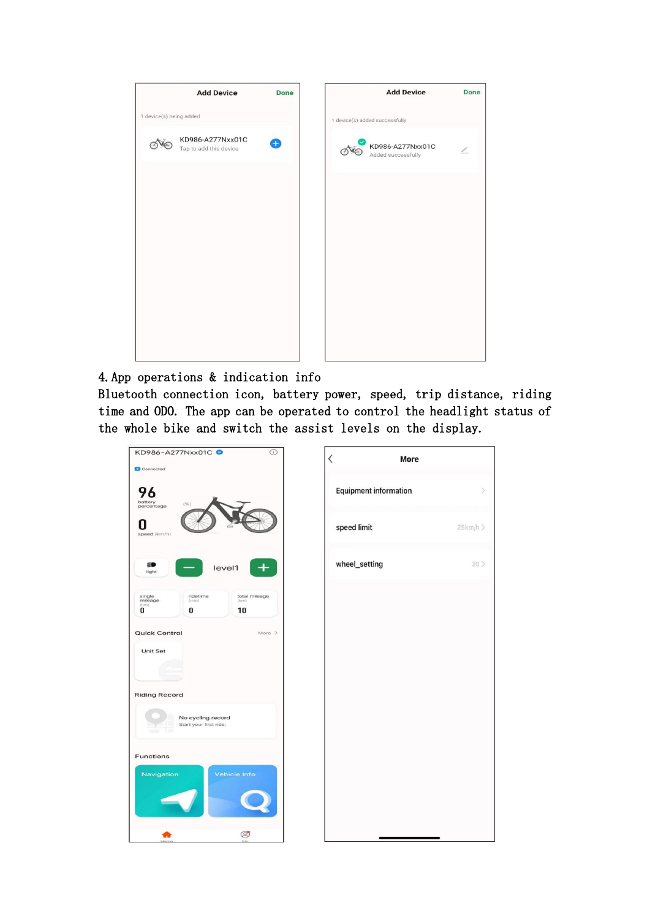4. App operations & indication info

Bluetooth connection icon, battery power, speed, trip distance, riding time and ODO. The app can be operated to control the headlight status of the whole bike and switch the assist levels on the display.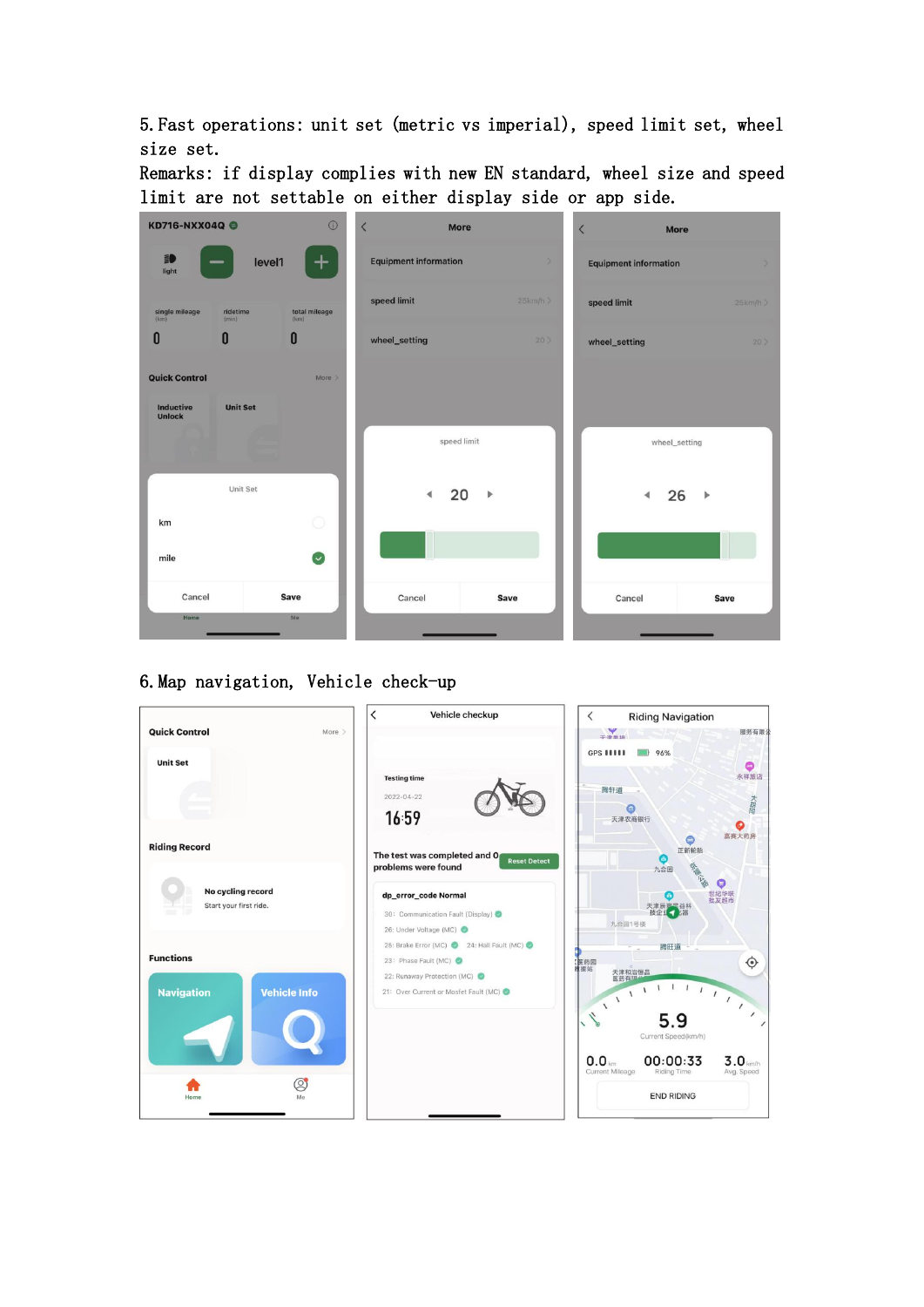5. Fast operations: unit set (metric vs imperial), speed limit set, wheel size set.

Remarks: if display complies with new EN standard, wheel size and speed limit are not settable on either display side or app side.

6. Map navigation, Vehicle check-up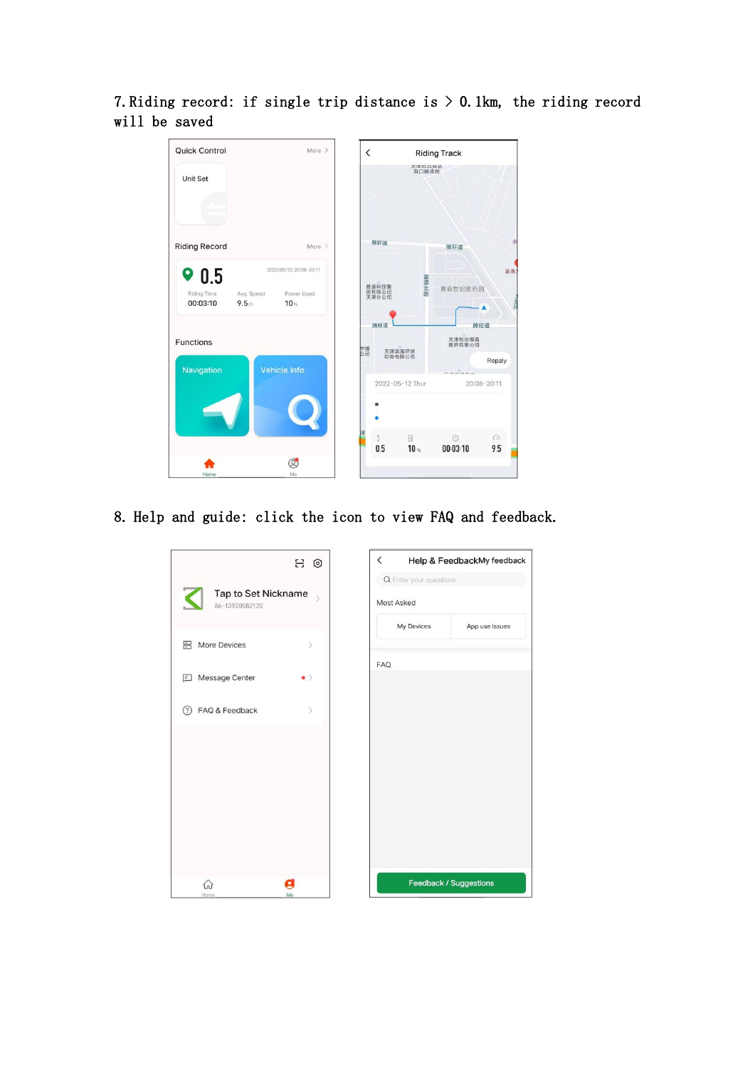7. Riding record: if single trip distance is > 0.1km, the riding record will be saved

8. Help and guide: click the icon to view FAQ and feedback.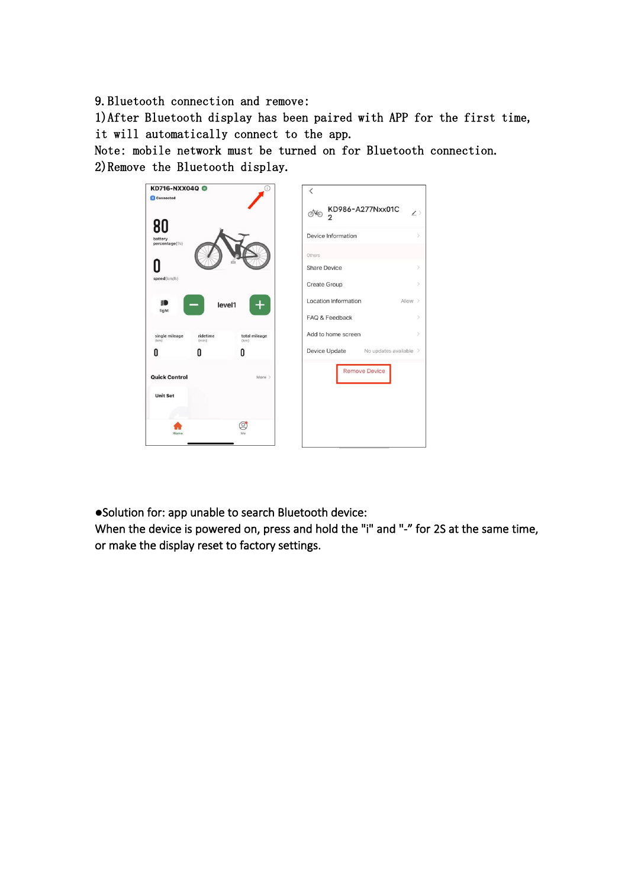9. Bluetooth connection and remove:

1) After Bluetooth display has been paired with APP for the first time, it will automatically connect to the app.

Note: mobile network must be turned on for Bluetooth connection.

2) Remove the Bluetooth display.

●Solution for: app unable to search Bluetooth device:

When the device is powered on, press and hold the "i" and "-" for 2S at the same time, or make the display reset to factory settings.